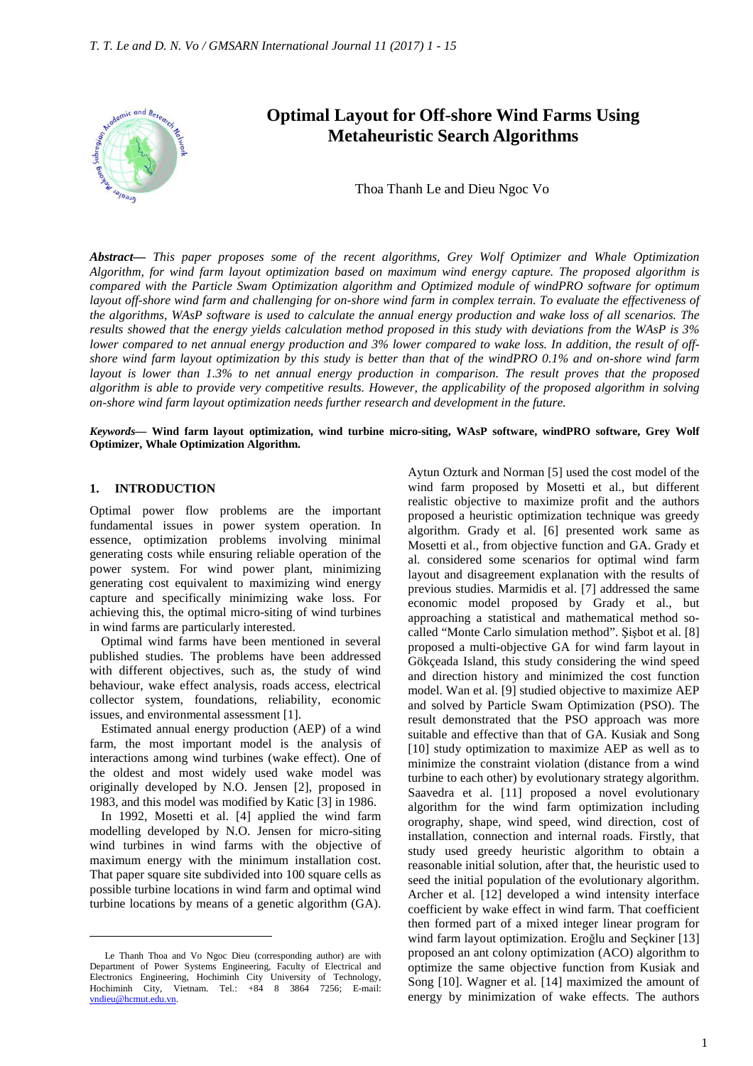# Optimal Layout for Off-shore Wind Farms Using Metaheuristic Search Algorithms

Thoa Thanh Le and Dieu Ngoc Vo

***Abstract*****—** *This paper proposes some of the recent algorithms, Grey Wolf Optimizer and Whale Optimization Algorithm, for wind farm layout optimization based on maximum wind energy capture. The proposed algorithm is compared with the Particle Swam Optimization algorithm and Optimized module of windPRO software for optimum layout off-shore wind farm and challenging for on-shore wind farm in complex terrain. To evaluate the effectiveness of the algorithms, WAsP software is used to calculate the annual energy production and wake loss of all scenarios. The results showed that the energy yields calculation method proposed in this study with deviations from the WAsP is 3% lower compared to net annual energy production and 3% lower compared to wake loss. In addition, the result of off-shore wind farm layout optimization by this study is better than that of the windPRO 0.1% and on-shore wind farm layout is lower than 1.3% to net annual energy production in comparison. The result proves that the proposed algorithm is able to provide very competitive results. However, the applicability of the proposed algorithm in solving on-shore wind farm layout optimization needs further research and development in the future.*

***Keywords*****— Wind farm layout optimization, wind turbine micro-siting, WAsP software, windPRO software, Grey Wolf Optimizer, Whale Optimization Algorithm.**

## 1. INTRODUCTION

Optimal power flow problems are the important fundamental issues in power system operation. In essence, optimization problems involving minimal generating costs while ensuring reliable operation of the power system. For wind power plant, minimizing generating cost equivalent to maximizing wind energy capture and specifically minimizing wake loss. For achieving this, the optimal micro-siting of wind turbines in wind farms are particularly interested.

Optimal wind farms have been mentioned in several published studies. The problems have been addressed with different objectives, such as, the study of wind behaviour, wake effect analysis, roads access, electrical collector system, foundations, reliability, economic issues, and environmental assessment [1].

Estimated annual energy production (AEP) of a wind farm, the most important model is the analysis of interactions among wind turbines (wake effect). One of the oldest and most widely used wake model was originally developed by N.O. Jensen [2], proposed in 1983, and this model was modified by Katic [3] in 1986.

In 1992, Mosetti et al. [4] applied the wind farm modelling developed by N.O. Jensen for micro-siting wind turbines in wind farms with the objective of maximum energy with the minimum installation cost. That paper square site subdivided into 100 square cells as possible turbine locations in wind farm and optimal wind turbine locations by means of a genetic algorithm (GA). Aytun Ozturk and Norman [5] used the cost model of the wind farm proposed by Mosetti et al., but different realistic objective to maximize profit and the authors proposed a heuristic optimization technique was greedy algorithm. Grady et al. [6] presented work same as Mosetti et al., from objective function and GA. Grady et al. considered some scenarios for optimal wind farm layout and disagreement explanation with the results of previous studies. Marmidis et al. [7] addressed the same economic model proposed by Grady et al., but approaching a statistical and mathematical method so-called "Monte Carlo simulation method". Şişbot et al. [8] proposed a multi-objective GA for wind farm layout in Gökçeada Island, this study considering the wind speed and direction history and minimized the cost function model. Wan et al. [9] studied objective to maximize AEP and solved by Particle Swam Optimization (PSO). The result demonstrated that the PSO approach was more suitable and effective than that of GA. Kusiak and Song [10] study optimization to maximize AEP as well as to minimize the constraint violation (distance from a wind turbine to each other) by evolutionary strategy algorithm. Saavedra et al. [11] proposed a novel evolutionary algorithm for the wind farm optimization including orography, shape, wind speed, wind direction, cost of installation, connection and internal roads. Firstly, that study used greedy heuristic algorithm to obtain a reasonable initial solution, after that, the heuristic used to seed the initial population of the evolutionary algorithm. Archer et al. [12] developed a wind intensity interface coefficient by wake effect in wind farm. That coefficient then formed part of a mixed integer linear program for wind farm layout optimization. Eroğlu and Seçkiner [13] proposed an ant colony optimization (ACO) algorithm to optimize the same objective function from Kusiak and Song [10]. Wagner et al. [14] maximized the amount of energy by minimization of wake effects. The authors

Le Thanh Thoa and Vo Ngoc Dieu (corresponding author) are with Department of Power Systems Engineering, Faculty of Electrical and Electronics Engineering, Hochiminh City University of Technology, Hochiminh City, Vietnam. Tel.: +84 8 3864 7256; E-mail: vndieu@hcmut.edu.vn.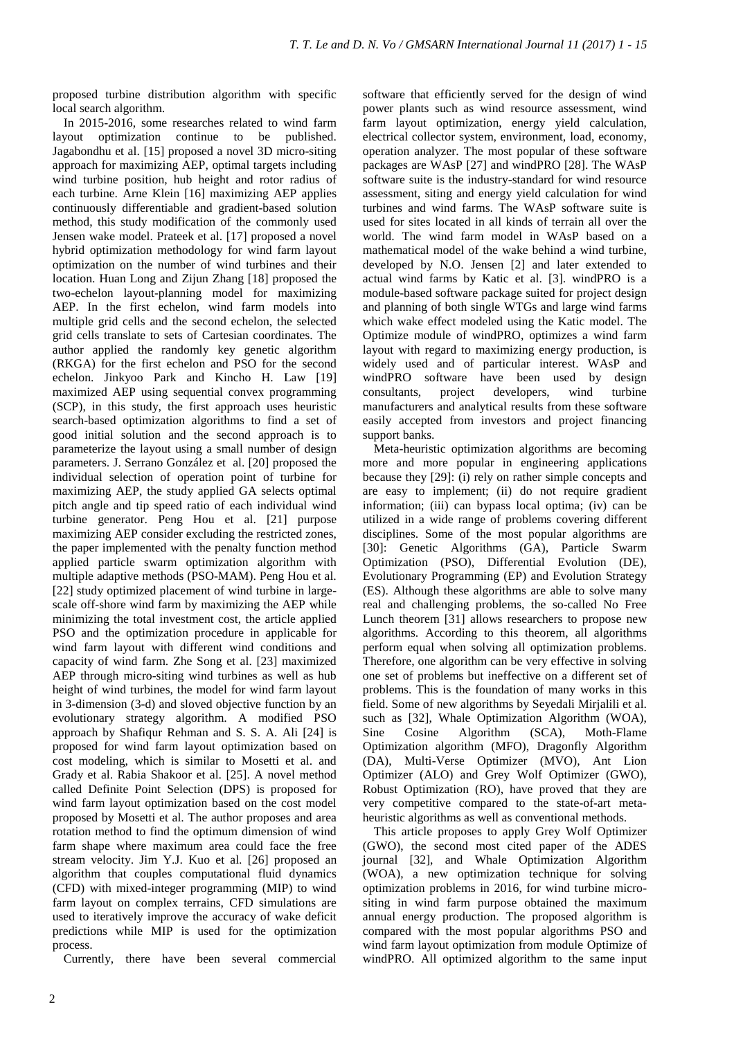proposed turbine distribution algorithm with specific local search algorithm.

In 2015-2016, some researches related to wind farm layout optimization continue to be published. Jagabondhu et al. [15] proposed a novel 3D micro-siting approach for maximizing AEP, optimal targets including wind turbine position, hub height and rotor radius of each turbine. Arne Klein [16] maximizing AEP applies continuously differentiable and gradient-based solution method, this study modification of the commonly used Jensen wake model. Prateek et al. [17] proposed a novel hybrid optimization methodology for wind farm layout optimization on the number of wind turbines and their location. Huan Long and Zijun Zhang [18] proposed the two-echelon layout-planning model for maximizing AEP. In the first echelon, wind farm models into multiple grid cells and the second echelon, the selected grid cells translate to sets of Cartesian coordinates. The author applied the randomly key genetic algorithm (RKGA) for the first echelon and PSO for the second echelon. Jinkyoo Park and Kincho H. Law [19] maximized AEP using sequential convex programming (SCP), in this study, the first approach uses heuristic search-based optimization algorithms to find a set of good initial solution and the second approach is to parameterize the layout using a small number of design parameters. J. Serrano González et al. [20] proposed the individual selection of operation point of turbine for maximizing AEP, the study applied GA selects optimal pitch angle and tip speed ratio of each individual wind turbine generator. Peng Hou et al. [21] purpose maximizing AEP consider excluding the restricted zones, the paper implemented with the penalty function method applied particle swarm optimization algorithm with multiple adaptive methods (PSO-MAM). Peng Hou et al. [22] study optimized placement of wind turbine in large-scale off-shore wind farm by maximizing the AEP while minimizing the total investment cost, the article applied PSO and the optimization procedure in applicable for wind farm layout with different wind conditions and capacity of wind farm. Zhe Song et al. [23] maximized AEP through micro-siting wind turbines as well as hub height of wind turbines, the model for wind farm layout in 3-dimension (3-d) and sloved objective function by an evolutionary strategy algorithm. A modified PSO approach by Shafiqur Rehman and S. S. A. Ali [24] is proposed for wind farm layout optimization based on cost modeling, which is similar to Mosetti et al. and Grady et al. Rabia Shakoor et al. [25]. A novel method called Definite Point Selection (DPS) is proposed for wind farm layout optimization based on the cost model proposed by Mosetti et al. The author proposes and area rotation method to find the optimum dimension of wind farm shape where maximum area could face the free stream velocity. Jim Y.J. Kuo et al. [26] proposed an algorithm that couples computational fluid dynamics (CFD) with mixed-integer programming (MIP) to wind farm layout on complex terrains, CFD simulations are used to iteratively improve the accuracy of wake deficit predictions while MIP is used for the optimization process.

Currently, there have been several commercial software that efficiently served for the design of wind power plants such as wind resource assessment, wind farm layout optimization, energy yield calculation, electrical collector system, environment, load, economy, operation analyzer. The most popular of these software packages are WAsP [27] and windPRO [28]. The WAsP software suite is the industry-standard for wind resource assessment, siting and energy yield calculation for wind turbines and wind farms. The WAsP software suite is used for sites located in all kinds of terrain all over the world. The wind farm model in WAsP based on a mathematical model of the wake behind a wind turbine, developed by N.O. Jensen [2] and later extended to actual wind farms by Katic et al. [3]. windPRO is a module-based software package suited for project design and planning of both single WTGs and large wind farms which wake effect modeled using the Katic model. The Optimize module of windPRO, optimizes a wind farm layout with regard to maximizing energy production, is widely used and of particular interest. WAsP and windPRO software have been used by design consultants, project developers, wind turbine manufacturers and analytical results from these software easily accepted from investors and project financing support banks.

Meta-heuristic optimization algorithms are becoming more and more popular in engineering applications because they [29]: (i) rely on rather simple concepts and are easy to implement; (ii) do not require gradient information; (iii) can bypass local optima; (iv) can be utilized in a wide range of problems covering different disciplines. Some of the most popular algorithms are [30]: Genetic Algorithms (GA), Particle Swarm Optimization (PSO), Differential Evolution (DE), Evolutionary Programming (EP) and Evolution Strategy (ES). Although these algorithms are able to solve many real and challenging problems, the so-called No Free Lunch theorem [31] allows researchers to propose new algorithms. According to this theorem, all algorithms perform equal when solving all optimization problems. Therefore, one algorithm can be very effective in solving one set of problems but ineffective on a different set of problems. This is the foundation of many works in this field. Some of new algorithms by Seyedali Mirjalili et al. such as [32], Whale Optimization Algorithm (WOA), Sine Cosine Algorithm (SCA), Moth-Flame Optimization algorithm (MFO), Dragonfly Algorithm (DA), Multi-Verse Optimizer (MVO), Ant Lion Optimizer (ALO) and Grey Wolf Optimizer (GWO), Robust Optimization (RO), have proved that they are very competitive compared to the state-of-art meta-heuristic algorithms as well as conventional methods.

This article proposes to apply Grey Wolf Optimizer (GWO), the second most cited paper of the ADES journal [32], and Whale Optimization Algorithm (WOA), a new optimization technique for solving optimization problems in 2016, for wind turbine micro-siting in wind farm purpose obtained the maximum annual energy production. The proposed algorithm is compared with the most popular algorithms PSO and wind farm layout optimization from module Optimize of windPRO. All optimized algorithm to the same input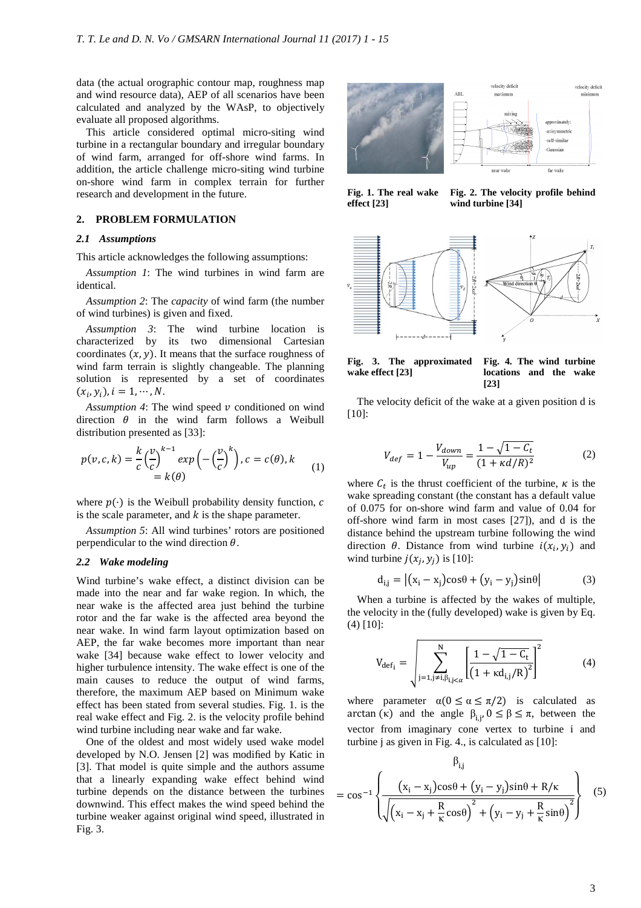data (the actual orographic contour map, roughness map and wind resource data), AEP of all scenarios have been calculated and analyzed by the WAsP, to objectively evaluate all proposed algorithms.

This article considered optimal micro-siting wind turbine in a rectangular boundary and irregular boundary of wind farm, arranged for off-shore wind farms. In addition, the article challenge micro-siting wind turbine on-shore wind farm in complex terrain for further research and development in the future.

## 2. PROBLEM FORMULATION

### *2.1 Assumptions*

This article acknowledges the following assumptions:

*Assumption 1*: The wind turbines in wind farm are identical.

*Assumption 2*: The *capacity* of wind farm (the number of wind turbines) is given and fixed.

*Assumption 3*: The wind turbine location is characterized by its two dimensional Cartesian coordinates $(x, y)$. It means that the surface roughness of wind farm terrain is slightly changeable. The planning solution is represented by a set of coordinates $(x_i, y_i), i = 1, \cdots, N$.

*Assumption 4*: The wind speed $v$ conditioned on wind direction $\theta$ in the wind farm follows a Weibull distribution presented as [33]:

$$p(v, c, k) = \frac{k}{c}\left(\frac{v}{c}\right)^{k-1} exp\left(-\left(\frac{v}{c}\right)^{k}\right), c = c(\theta), k = k(\theta) \tag{1}$$

where $p(\cdot)$ is the Weibull probability density function, $c$ is the scale parameter, and $k$ is the shape parameter.

*Assumption 5*: All wind turbines' rotors are positioned perpendicular to the wind direction $\theta$.

### *2.2 Wake modeling*

Wind turbine's wake effect, a distinct division can be made into the near and far wake region. In which, the near wake is the affected area just behind the turbine rotor and the far wake is the affected area beyond the near wake. In wind farm layout optimization based on AEP, the far wake becomes more important than near wake [34] because wake effect to lower velocity and higher turbulence intensity. The wake effect is one of the main causes to reduce the output of wind farms, therefore, the maximum AEP based on Minimum wake effect has been stated from several studies. Fig. 1. is the real wake effect and Fig. 2. is the velocity profile behind wind turbine including near wake and far wake.

One of the oldest and most widely used wake model developed by N.O. Jensen [2] was modified by Katic in [3]. That model is quite simple and the authors assume that a linearly expanding wake effect behind wind turbine depends on the distance between the turbines downwind. This effect makes the wind speed behind the turbine weaker against original wind speed, illustrated in Fig. 3.

**Fig. 1. The real wake effect [23]**

**Fig. 2. The velocity profile behind wind turbine [34]**

**Fig. 3. The approximated wake effect [23]**

**Fig. 4. The wind turbine locations and the wake [23]**

The velocity deficit of the wake at a given position d is [10]:

$$V_{def} = 1 - \frac{V_{down}}{V_{up}} = \frac{1 - \sqrt{1 - C_t}}{(1 + \kappa d/R)^2} \tag{2}$$

where $C_t$ is the thrust coefficient of the turbine, $\kappa$ is the wake spreading constant (the constant has a default value of 0.075 for on-shore wind farm and value of 0.04 for off-shore wind farm in most cases [27]), and d is the distance behind the upstream turbine following the wind direction $\theta$. Distance from wind turbine $i(x_i, y_i)$ and wind turbine $j(x_j, y_j)$ is [10]:

$$d_{i,j} = \left|(x_i - x_j)\cos\theta + (y_i - y_j)\sin\theta\right| \tag{3}$$

When a turbine is affected by the wakes of multiple, the velocity in the (fully developed) wake is given by Eq. (4) [10]:

$$V_{def_i} = \sqrt{\sum_{j=1, j\neq i, \beta_{i,j}<\alpha}^{N} \left[\frac{1 - \sqrt{1 - C_t}}{\left(1 + \kappa d_{i,j}/R\right)^2}\right]^2} \tag{4}$$

where parameter $\alpha (0 \leq \alpha \leq \pi/2)$ is calculated as $\arctan(\kappa)$ and the angle $\beta_{i,j}, 0 \leq \beta \leq \pi$, between the vector from imaginary cone vertex to turbine i and turbine j as given in Fig. 4., is calculated as [10]:

$$\beta_{i,j} = \cos^{-1}\left\{\frac{(x_i - x_j)\cos\theta + (y_i - y_j)\sin\theta + R/\kappa}{\sqrt{\left(x_i - x_j + \frac{R}{\kappa}\cos\theta\right)^2 + \left(y_i - y_j + \frac{R}{\kappa}\sin\theta\right)^2}}\right\} \tag{5}$$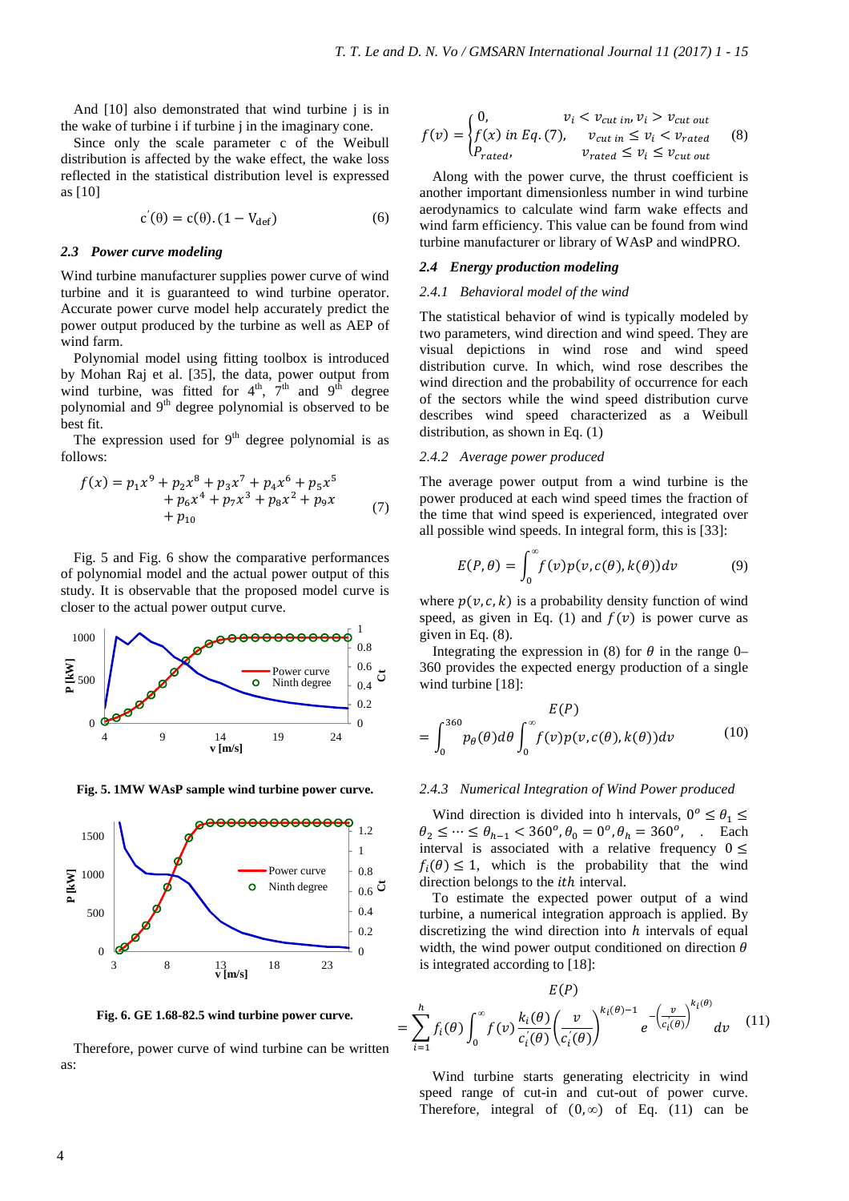And [10] also demonstrated that wind turbine j is in the wake of turbine i if turbine j in the imaginary cone.

Since only the scale parameter c of the Weibull distribution is affected by the wake effect, the wake loss reflected in the statistical distribution level is expressed as [10]

$$c'(\theta) = c(\theta).(1 - V_{def}) \tag{6}$$

### 2.3 Power curve modeling

Wind turbine manufacturer supplies power curve of wind turbine and it is guaranteed to wind turbine operator. Accurate power curve model help accurately predict the power output produced by the turbine as well as AEP of wind farm.

Polynomial model using fitting toolbox is introduced by Mohan Raj et al. [35], the data, power output from wind turbine, was fitted for 4[th], 7[th] and 9[th] degree polynomial and 9[th] degree polynomial is observed to be best fit.

The expression used for 9[th] degree polynomial is as follows:

$$f(x) = p_1x^9 + p_2x^8 + p_3x^7 + p_4x^6 + p_5x^5 + p_6x^4 + p_7x^3 + p_8x^2 + p_9x + p_{10} \tag{7}$$

Fig. 5 and Fig. 6 show the comparative performances of polynomial model and the actual power output of this study. It is observable that the proposed model curve is closer to the actual power output curve.

**Fig. 5. 1MW WAsP sample wind turbine power curve.**

**Fig. 6. GE 1.68-82.5 wind turbine power curve.**

Therefore, power curve of wind turbine can be written as:

$$f(v) = \begin{cases} 0, & v_i < v_{cut\ in}, v_i > v_{cut\ out} \\ f(x)\ in\ Eq. (7), & v_{cut\ in} \le v_i < v_{rated} \\ P_{rated}, & v_{rated} \le v_i \le v_{cut\ out} \end{cases} \tag{8}$$

Along with the power curve, the thrust coefficient is another important dimensionless number in wind turbine aerodynamics to calculate wind farm wake effects and wind farm efficiency. This value can be found from wind turbine manufacturer or library of WAsP and windPRO.

### 2.4 Energy production modeling

#### 2.4.1 Behavioral model of the wind

The statistical behavior of wind is typically modeled by two parameters, wind direction and wind speed. They are visual depictions in wind rose and wind speed distribution curve. In which, wind rose describes the wind direction and the probability of occurrence for each of the sectors while the wind speed distribution curve describes wind speed characterized as a Weibull distribution, as shown in Eq. (1)

#### 2.4.2 Average power produced

The average power output from a wind turbine is the power produced at each wind speed times the fraction of the time that wind speed is experienced, integrated over all possible wind speeds. In integral form, this is [33]:

$$E(P, \theta) = \int_0^{\infty} f(v)p(v, c(\theta), k(\theta))dv \tag{9}$$

where $p(v, c, k)$ is a probability density function of wind speed, as given in Eq. (1) and $f(v)$ is power curve as given in Eq. (8).

Integrating the expression in (8) for $\theta$ in the range 0–360 provides the expected energy production of a single wind turbine [18]:

$$E(P) = \int_0^{360} p_\theta(\theta)d\theta \int_0^{\infty} f(v)p(v, c(\theta), k(\theta))dv \tag{10}$$

#### 2.4.3 Numerical Integration of Wind Power produced

Wind direction is divided into h intervals, $0^o \le \theta_1 \le \theta_2 \le \cdots \le \theta_{h-1} < 360^o, \theta_0 = 0^o, \theta_h = 360^o$, . Each interval is associated with a relative frequency $0 \le f_i(\theta) \le 1$, which is the probability that the wind direction belongs to the $ith$ interval.

To estimate the expected power output of a wind turbine, a numerical integration approach is applied. By discretizing the wind direction into $h$ intervals of equal width, the wind power output conditioned on direction $\theta$ is integrated according to [18]:

$$E(P) = \sum_{i=1}^{h} f_i(\theta) \int_0^{\infty} f(v) \frac{k_i(\theta)}{c_i'(\theta)} \left(\frac{v}{c_i'(\theta)}\right)^{k_i(\theta)-1} e^{-\left(\frac{v}{c_i'(\theta)}\right)^{k_i(\theta)}} dv \tag{11}$$

Wind turbine starts generating electricity in wind speed range of cut-in and cut-out of power curve. Therefore, integral of $(0, \infty)$ of Eq. (11) can be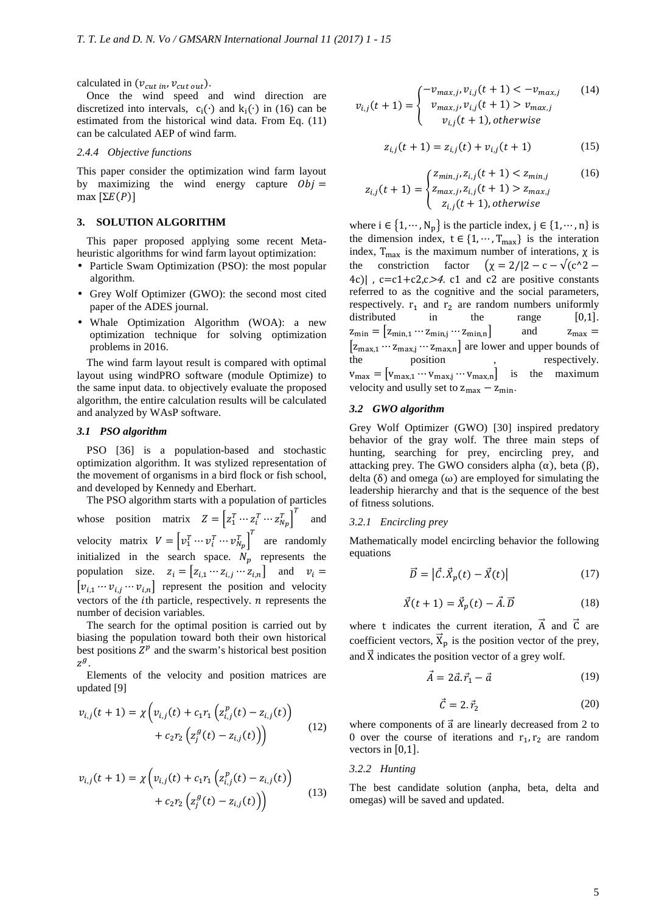calculated in $(v_{cut\ in}, v_{cut\ out})$.

Once the wind speed and wind direction are discretized into intervals, $c_i(\cdot)$ and $k_i(\cdot)$ in (16) can be estimated from the historical wind data. From Eq. (11) can be calculated AEP of wind farm.

#### *2.4.4 Objective functions*

This paper consider the optimization wind farm layout by maximizing the wind energy capture $Obj = \max [\Sigma E(P)]$

## 3. SOLUTION ALGORITHM

This paper proposed applying some recent Meta-heuristic algorithms for wind farm layout optimization:

- Particle Swam Optimization (PSO): the most popular algorithm.
- Grey Wolf Optimizer (GWO): the second most cited paper of the ADES journal.
- Whale Optimization Algorithm (WOA): a new optimization technique for solving optimization problems in 2016.

The wind farm layout result is compared with optimal layout using windPRO software (module Optimize) to the same input data. to objectively evaluate the proposed algorithm, the entire calculation results will be calculated and analyzed by WAsP software.

### *3.1 PSO algorithm*

PSO [36] is a population-based and stochastic optimization algorithm. It was stylized representation of the movement of organisms in a bird flock or fish school, and developed by Kennedy and Eberhart.

The PSO algorithm starts with a population of particles whose position matrix $Z = \left[z_1^T \cdots z_i^T \cdots z_{N_p}^T\right]^T$ and velocity matrix $V = \left[v_1^T \cdots v_i^T \cdots v_{N_p}^T\right]^T$ are randomly initialized in the search space. $N_p$ represents the population size. $z_i = \left[z_{i,1} \cdots z_{i,j} \cdots z_{i,n}\right]$ and $v_i = \left[v_{i,1} \cdots v_{i,j} \cdots v_{i,n}\right]$ represent the position and velocity vectors of the $i$th particle, respectively. $n$ represents the number of decision variables.

The search for the optimal position is carried out by biasing the population toward both their own historical best positions $Z^p$ and the swarm's historical best position $z^g$.

Elements of the velocity and position matrices are updated [9]

$$v_{i,j}(t+1) = \chi\Big(v_{i,j}(t) + c_1 r_1\left(z_{i,j}^p(t) - z_{i,j}(t)\right) + c_2 r_2\left(z_j^g(t) - z_{i,j}(t)\right)\Big) \tag{12}$$

$$v_{i,j}(t+1) = \chi\Big(v_{i,j}(t) + c_1 r_1\left(z_{i,j}^p(t) - z_{i,j}(t)\right) + c_2 r_2\left(z_j^g(t) - z_{i,j}(t)\right)\Big) \tag{13}$$

$$v_{i,j}(t+1) = \begin{cases} -v_{max,j}, v_{i,j}(t+1) < -v_{max,j} \\ v_{max,j}, v_{i,j}(t+1) > v_{max,j} \\ v_{i,j}(t+1), otherwise \end{cases} \tag{14}$$

$$z_{i,j}(t+1) = z_{i,j}(t) + v_{i,j}(t+1) \tag{15}$$

$$z_{i,j}(t+1) = \begin{cases} z_{min,j}, z_{i,j}(t+1) < z_{min,j} \\ z_{max,j}, z_{i,j}(t+1) > z_{max,j} \\ z_{i,j}(t+1), otherwise \end{cases} \tag{16}$$

where $i \in \{1, \cdots, N_p\}$ is the particle index, $j \in \{1, \cdots, n\}$ is the dimension index, $t \in \{1, \cdots, T_{max}\}$ is the interation index, $T_{max}$ is the maximum number of interations, $\chi$ is the constriction factor $\left(\chi = 2/|2 - c - \sqrt{(c^2 - 4c)}|\right.$, $c=c1+c2, c>4$. c1 and c2 are positive constants referred to as the cognitive and the social parameters, respectively. $r_1$ and $r_2$ are random numbers uniformly distributed in the range $[0,1]$. $z_{min} = \left[z_{min,1} \cdots z_{min,j} \cdots z_{min,n}\right]$ and $z_{max} = \left[z_{max,1} \cdots z_{max,j} \cdots z_{max,n}\right]$ are lower and upper bounds of the position , respectively. $v_{max} = \left[v_{max,1} \cdots v_{max,j} \cdots v_{max,n}\right]$ is the maximum velocity and usully set to $z_{max} - z_{min}$.

### *3.2 GWO algorithm*

Grey Wolf Optimizer (GWO) [30] inspired predatory behavior of the gray wolf. The three main steps of hunting, searching for prey, encircling prey, and attacking prey. The GWO considers alpha ($\alpha$), beta ($\beta$), delta ($\delta$) and omega ($\omega$) are employed for simulating the leadership hierarchy and that is the sequence of the best of fitness solutions.

#### *3.2.1 Encircling prey*

Mathematically model encircling behavior the following equations

$$\vec{D} = \left|\vec{C}.\vec{X}_p(t) - \vec{X}(t)\right| \tag{17}$$

$$\vec{X}(t+1) = \vec{X}_p(t) - \vec{A}.\vec{D} \tag{18}$$

where t indicates the current iteration, $\vec{A}$ and $\vec{C}$ are coefficient vectors, $\vec{X}_p$ is the position vector of the prey, and $\vec{X}$ indicates the position vector of a grey wolf.

$$\vec{A} = 2\vec{a}.\vec{r}_1 - \vec{a} \tag{19}$$

$$\vec{C} = 2.\vec{r}_2 \tag{20}$$

where components of $\vec{a}$ are linearly decreased from 2 to 0 over the course of iterations and $r_1, r_2$ are random vectors in $[0,1]$.

#### *3.2.2 Hunting*

The best candidate solution (anpha, beta, delta and omegas) will be saved and updated.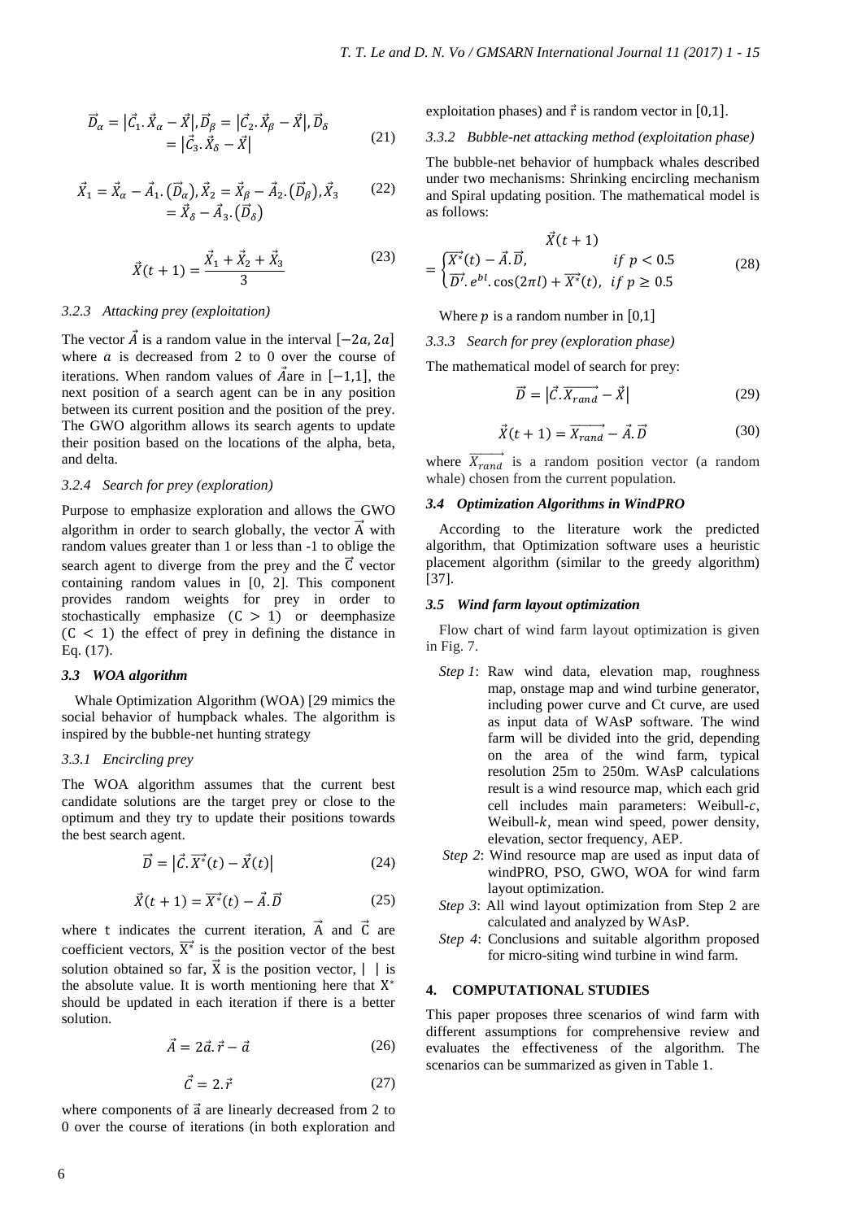$$\vec{D}_\alpha = \left|\vec{C}_1.\vec{X}_\alpha - \vec{X}\right|, \vec{D}_\beta = \left|\vec{C}_2.\vec{X}_\beta - \vec{X}\right|, \vec{D}_\delta = \left|\vec{C}_3.\vec{X}_\delta - \vec{X}\right| \quad (21)$$

$$\vec{X}_1 = \vec{X}_\alpha - \vec{A}_1.\left(\vec{D}_\alpha\right), \vec{X}_2 = \vec{X}_\beta - \vec{A}_2.\left(\vec{D}_\beta\right), \vec{X}_3 = \vec{X}_\delta - \vec{A}_3.\left(\vec{D}_\delta\right) \quad (22)$$

$$\vec{X}(t+1) = \frac{\vec{X}_1 + \vec{X}_2 + \vec{X}_3}{3} \quad (23)$$

#### *3.2.3 Attacking prey (exploitation)*

The vector $\vec{A}$ is a random value in the interval $[-2a, 2a]$ where $a$ is decreased from 2 to 0 over the course of iterations. When random values of $\vec{A}$are in $[-1,1]$, the next position of a search agent can be in any position between its current position and the position of the prey. The GWO algorithm allows its search agents to update their position based on the locations of the alpha, beta, and delta.

#### *3.2.4 Search for prey (exploration)*

Purpose to emphasize exploration and allows the GWO algorithm in order to search globally, the vector $\vec{A}$ with random values greater than 1 or less than -1 to oblige the search agent to diverge from the prey and the $\vec{C}$ vector containing random values in [0, 2]. This component provides random weights for prey in order to stochastically emphasize $(C > 1)$ or deemphasize $(C < 1)$ the effect of prey in defining the distance in Eq. (17).

### *3.3 WOA algorithm*

Whale Optimization Algorithm (WOA) [29 mimics the social behavior of humpback whales. The algorithm is inspired by the bubble-net hunting strategy

#### *3.3.1 Encircling prey*

The WOA algorithm assumes that the current best candidate solutions are the target prey or close to the optimum and they try to update their positions towards the best search agent.

$$\vec{D} = \left|\vec{C}.\overrightarrow{X^*}(t) - \vec{X}(t)\right| \quad (24)$$

$$\vec{X}(t+1) = \overrightarrow{X^*}(t) - \vec{A}.\vec{D} \quad (25)$$

where t indicates the current iteration, $\vec{A}$ and $\vec{C}$ are coefficient vectors, $\overrightarrow{X^*}$ is the position vector of the best solution obtained so far, $\vec{X}$ is the position vector, $|\ |$ is the absolute value. It is worth mentioning here that $X^*$ should be updated in each iteration if there is a better solution.

$$\vec{A} = 2\vec{a}.\vec{r} - \vec{a} \quad (26)$$

$$\vec{C} = 2.\vec{r} \quad (27)$$

where components of $\vec{a}$ are linearly decreased from 2 to 0 over the course of iterations (in both exploration and exploitation phases) and $\vec{r}$ is random vector in $[0,1]$.

#### *3.3.2 Bubble-net attacking method (exploitation phase)*

The bubble-net behavior of humpback whales described under two mechanisms: Shrinking encircling mechanism and Spiral updating position. The mathematical model is as follows:

$$\vec{X}(t+1) = \begin{cases} \overrightarrow{X^*}(t) - \vec{A}.\vec{D}, & if\ p < 0.5 \\ \overrightarrow{D'}.e^{bl}.\cos(2\pi l) + \overrightarrow{X^*}(t), & if\ p \geq 0.5 \end{cases} \quad (28)$$

Where $p$ is a random number in $[0,1]$

#### *3.3.3 Search for prey (exploration phase)*

The mathematical model of search for prey:

$$\vec{D} = \left|\vec{C}.\overrightarrow{X_{rand}} - \vec{X}\right| \quad (29)$$

$$\vec{X}(t+1) = \overrightarrow{X_{rand}} - \vec{A}.\vec{D} \quad (30)$$

where $\overrightarrow{X_{rand}}$ is a random position vector (a random whale) chosen from the current population.

### *3.4 Optimization Algorithms in WindPRO*

According to the literature work the predicted algorithm, that Optimization software uses a heuristic placement algorithm (similar to the greedy algorithm) [37].

### *3.5 Wind farm layout optimization*

Flow chart of wind farm layout optimization is given in Fig. 7.

- *Step 1*: Raw wind data, elevation map, roughness map, onstage map and wind turbine generator, including power curve and Ct curve, are used as input data of WAsP software. The wind farm will be divided into the grid, depending on the area of the wind farm, typical resolution 25m to 250m. WAsP calculations result is a wind resource map, which each grid cell includes main parameters: Weibull-$c$, Weibull-$k$, mean wind speed, power density, elevation, sector frequency, AEP.
- *Step 2*: Wind resource map are used as input data of windPRO, PSO, GWO, WOA for wind farm layout optimization.
- *Step 3*: All wind layout optimization from Step 2 are calculated and analyzed by WAsP.
- *Step 4*: Conclusions and suitable algorithm proposed for micro-siting wind turbine in wind farm.

## 4. COMPUTATIONAL STUDIES

This paper proposes three scenarios of wind farm with different assumptions for comprehensive review and evaluates the effectiveness of the algorithm. The scenarios can be summarized as given in Table 1.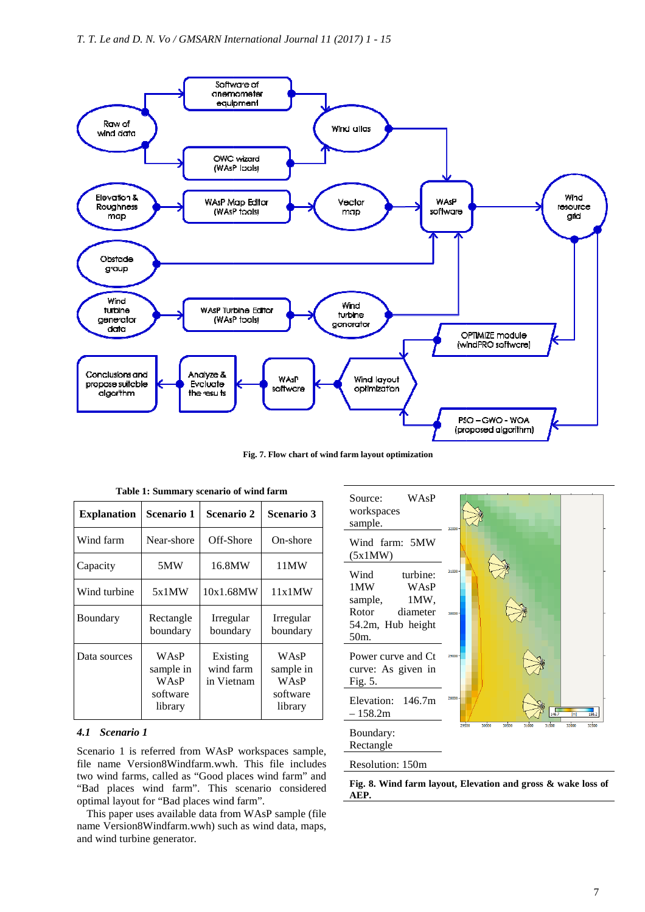Fig. 7. Flow chart of wind farm layout optimization

Table 1: Summary scenario of wind farm

| Explanation | Scenario 1 | Scenario 2 | Scenario 3 |
|---|---|---|---|
| Wind farm | Near-shore | Off-Shore | On-shore |
| Capacity | 5MW | 16.8MW | 11MW |
| Wind turbine | 5x1MW | 10x1.68MW | 11x1MW |
| Boundary | Rectangle boundary | Irregular boundary | Irregular boundary |
| Data sources | WAsP sample in WAsP software library | Existing wind farm in Vietnam | WAsP sample in WAsP software library |

### 4.1 Scenario 1

Scenario 1 is referred from WAsP workspaces sample, file name Version8Windfarm.wwh. This file includes two wind farms, called as "Good places wind farm" and "Bad places wind farm". This scenario considered optimal layout for "Bad places wind farm".

This paper uses available data from WAsP sample (file name Version8Windfarm.wwh) such as wind data, maps, and wind turbine generator.

| | |
|---|---|
| Source: WAsP workspaces sample. | |
| Wind farm: 5MW (5x1MW) | |
| Wind turbine: 1MW WAsP sample, 1MW, Rotor diameter 54.2m, Hub height 50m. | |
| Power curve and Ct curve: As given in Fig. 5. | |
| Elevation: 146.7m – 158.2m | |
| Boundary: Rectangle | |
| Resolution: 150m | |

Fig. 8. Wind farm layout, Elevation and gross & wake loss of AEP.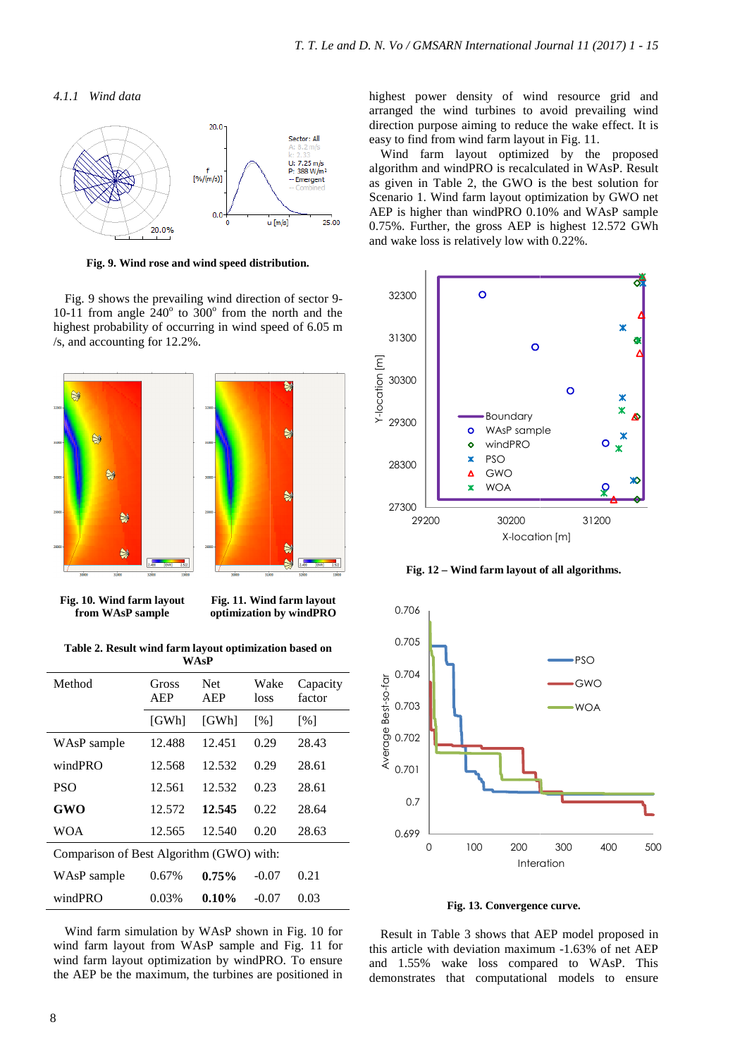*4.1.1 Wind data*

**Fig. 9. Wind rose and wind speed distribution.**

Fig. 9 shows the prevailing wind direction of sector 9-10-11 from angle 240° to 300° from the north and the highest probability of occurring in wind speed of 6.05 m /s, and accounting for 12.2%.

**Fig. 10. Wind farm layout from WAsP sample**

**Fig. 11. Wind farm layout optimization by windPRO**

**Table 2. Result wind farm layout optimization based on WAsP**

| Method | Gross AEP | Net AEP | Wake loss | Capacity factor |
|---|---|---|---|---|
| | [GWh] | [GWh] | [%] | [%] |
| WAsP sample | 12.488 | 12.451 | 0.29 | 28.43 |
| windPRO | 12.568 | 12.532 | 0.29 | 28.61 |
| PSO | 12.561 | 12.532 | 0.23 | 28.61 |
| **GWO** | 12.572 | **12.545** | 0.22 | 28.64 |
| WOA | 12.565 | 12.540 | 0.20 | 28.63 |
| Comparison of Best Algorithm (GWO) with: | | | | |
| WAsP sample | 0.67% | **0.75%** | -0.07 | 0.21 |
| windPRO | 0.03% | **0.10%** | -0.07 | 0.03 |

Wind farm simulation by WAsP shown in Fig. 10 for wind farm layout from WAsP sample and Fig. 11 for wind farm layout optimization by windPRO. To ensure the AEP be the maximum, the turbines are positioned in highest power density of wind resource grid and arranged the wind turbines to avoid prevailing wind direction purpose aiming to reduce the wake effect. It is easy to find from wind farm layout in Fig. 11.

Wind farm layout optimized by the proposed algorithm and windPRO is recalculated in WAsP. Result as given in Table 2, the GWO is the best solution for Scenario 1. Wind farm layout optimization by GWO net AEP is higher than windPRO 0.10% and WAsP sample 0.75%. Further, the gross AEP is highest 12.572 GWh and wake loss is relatively low with 0.22%.

**Fig. 12 – Wind farm layout of all algorithms.**

**Fig. 13. Convergence curve.**

Result in Table 3 shows that AEP model proposed in this article with deviation maximum -1.63% of net AEP and 1.55% wake loss compared to WAsP. This demonstrates that computational models to ensure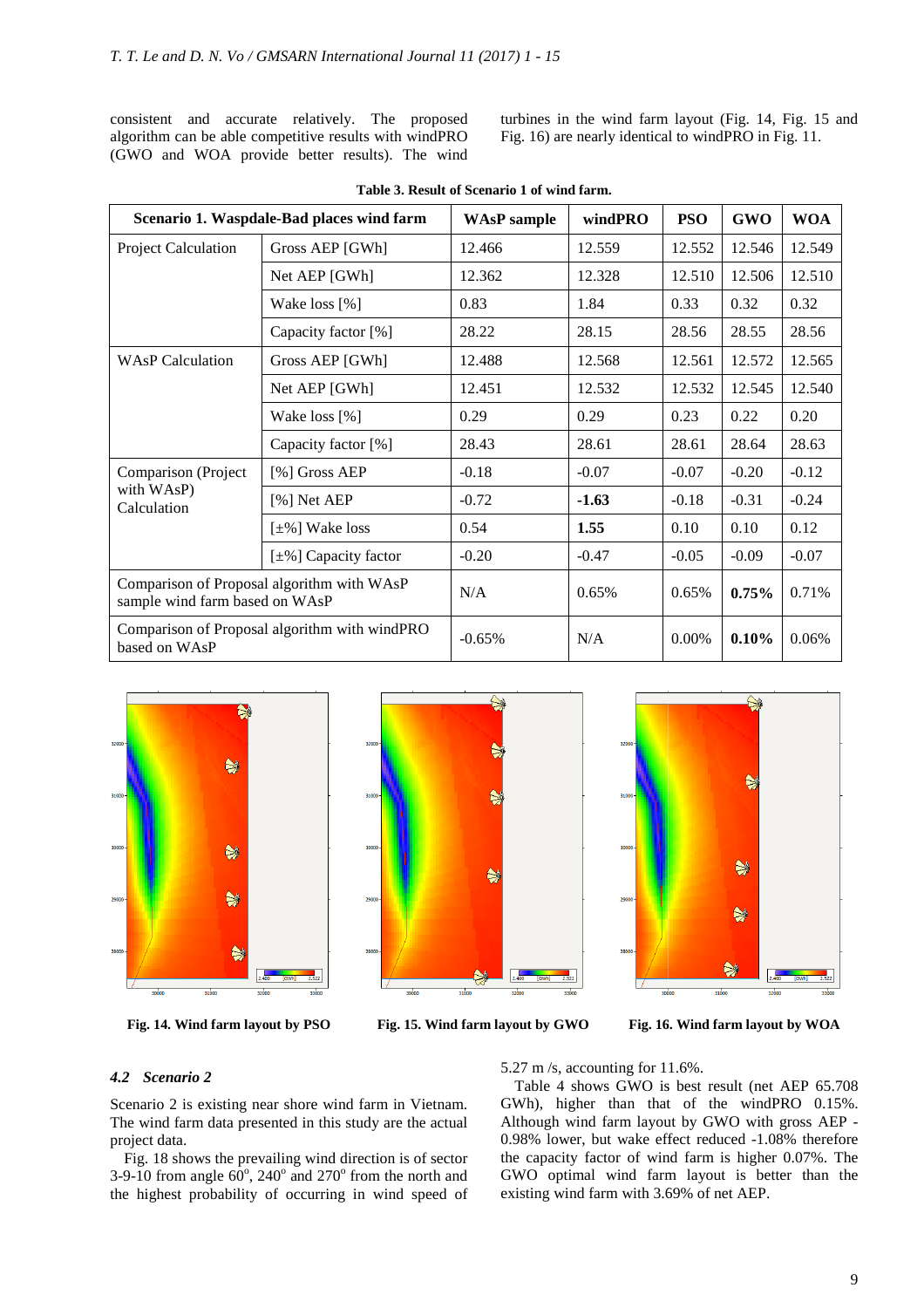consistent and accurate relatively. The proposed algorithm can be able competitive results with windPRO (GWO and WOA provide better results). The wind turbines in the wind farm layout (Fig. 14, Fig. 15 and Fig. 16) are nearly identical to windPRO in Fig. 11.

**Table 3. Result of Scenario 1 of wind farm.**

| Scenario 1. Waspdale-Bad places wind farm | | WAsP sample | windPRO | PSO | GWO | WOA |
|---|---|---|---|---|---|---|
| Project Calculation | Gross AEP [GWh] | 12.466 | 12.559 | 12.552 | 12.546 | 12.549 |
| | Net AEP [GWh] | 12.362 | 12.328 | 12.510 | 12.506 | 12.510 |
| | Wake loss [%] | 0.83 | 1.84 | 0.33 | 0.32 | 0.32 |
| | Capacity factor [%] | 28.22 | 28.15 | 28.56 | 28.55 | 28.56 |
| WAsP Calculation | Gross AEP [GWh] | 12.488 | 12.568 | 12.561 | 12.572 | 12.565 |
| | Net AEP [GWh] | 12.451 | 12.532 | 12.532 | 12.545 | 12.540 |
| | Wake loss [%] | 0.29 | 0.29 | 0.23 | 0.22 | 0.20 |
| | Capacity factor [%] | 28.43 | 28.61 | 28.61 | 28.64 | 28.63 |
| Comparison (Project with WAsP) Calculation | [%] Gross AEP | -0.18 | -0.07 | -0.07 | -0.20 | -0.12 |
| | [%] Net AEP | -0.72 | **-1.63** | -0.18 | -0.31 | -0.24 |
| | [±%] Wake loss | 0.54 | **1.55** | 0.10 | 0.10 | 0.12 |
| | [±%] Capacity factor | -0.20 | -0.47 | -0.05 | -0.09 | -0.07 |
| Comparison of Proposal algorithm with WAsP sample wind farm based on WAsP | | N/A | 0.65% | 0.65% | **0.75%** | 0.71% |
| Comparison of Proposal algorithm with windPRO based on WAsP | | -0.65% | N/A | 0.00% | **0.10%** | 0.06% |

**Fig. 14. Wind farm layout by PSO**

**Fig. 15. Wind farm layout by GWO**

**Fig. 16. Wind farm layout by WOA**

### *4.2 Scenario 2*

Scenario 2 is existing near shore wind farm in Vietnam. The wind farm data presented in this study are the actual project data.

Fig. 18 shows the prevailing wind direction is of sector 3-9-10 from angle 60°, 240° and 270° from the north and the highest probability of occurring in wind speed of 5.27 m /s, accounting for 11.6%.

Table 4 shows GWO is best result (net AEP 65.708 GWh), higher than that of the windPRO 0.15%. Although wind farm layout by GWO with gross AEP -0.98% lower, but wake effect reduced -1.08% therefore the capacity factor of wind farm is higher 0.07%. The GWO optimal wind farm layout is better than the existing wind farm with 3.69% of net AEP.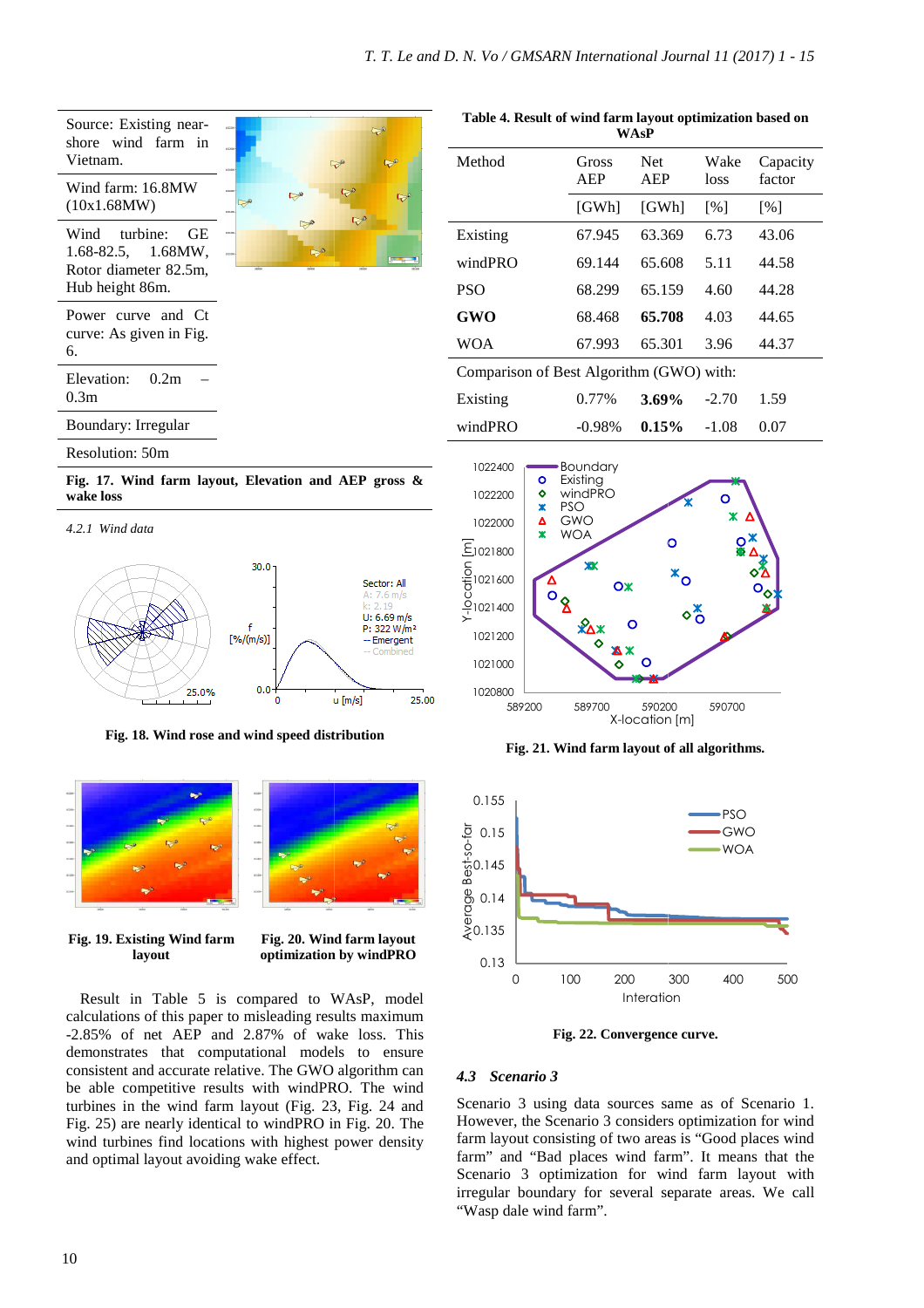| Source: Existing near-shore wind farm in Vietnam. |
| --- |
| Wind farm: 16.8MW (10x1.68MW) |
| Wind turbine: GE 1.68-82.5, 1.68MW, Rotor diameter 82.5m, Hub height 86m. |
| Power curve and Ct curve: As given in Fig. 6. |
| Elevation: 0.2m – 0.3m |
| Boundary: Irregular |
| Resolution: 50m |

**Fig. 17. Wind farm layout, Elevation and AEP gross & wake loss**

*4.2.1 Wind data*

**Fig. 18. Wind rose and wind speed distribution**

**Fig. 19. Existing Wind farm layout**

**Fig. 20. Wind farm layout optimization by windPRO**

Result in Table 5 is compared to WAsP, model calculations of this paper to misleading results maximum -2.85% of net AEP and 2.87% of wake loss. This demonstrates that computational models to ensure consistent and accurate relative. The GWO algorithm can be able competitive results with windPRO. The wind turbines in the wind farm layout (Fig. 23, Fig. 24 and Fig. 25) are nearly identical to windPRO in Fig. 20. The wind turbines find locations with highest power density and optimal layout avoiding wake effect.

**Table 4. Result of wind farm layout optimization based on WAsP**

| Method | Gross AEP | Net AEP | Wake loss | Capacity factor |
| --- | --- | --- | --- | --- |
| | [GWh] | [GWh] | [%] | [%] |
| Existing | 67.945 | 63.369 | 6.73 | 43.06 |
| windPRO | 69.144 | 65.608 | 5.11 | 44.58 |
| PSO | 68.299 | 65.159 | 4.60 | 44.28 |
| **GWO** | 68.468 | **65.708** | 4.03 | 44.65 |
| WOA | 67.993 | 65.301 | 3.96 | 44.37 |
| Comparison of Best Algorithm (GWO) with: | | | | |
| Existing | 0.77% | **3.69%** | -2.70 | 1.59 |
| windPRO | -0.98% | **0.15%** | -1.08 | 0.07 |

**Fig. 21. Wind farm layout of all algorithms.**

**Fig. 22. Convergence curve.**

### 4.3 Scenario 3

Scenario 3 using data sources same as of Scenario 1. However, the Scenario 3 considers optimization for wind farm layout consisting of two areas is "Good places wind farm" and "Bad places wind farm". It means that the Scenario 3 optimization for wind farm layout with irregular boundary for several separate areas. We call "Wasp dale wind farm".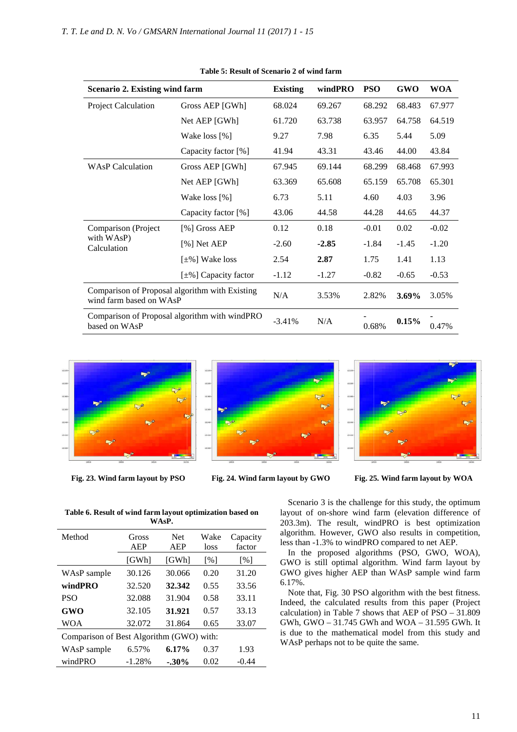**Table 5: Result of Scenario 2 of wind farm**

| Scenario 2. Existing wind farm | | Existing | windPRO | PSO | GWO | WOA |
|---|---|---|---|---|---|---|
| Project Calculation | Gross AEP [GWh] | 68.024 | 69.267 | 68.292 | 68.483 | 67.977 |
| | Net AEP [GWh] | 61.720 | 63.738 | 63.957 | 64.758 | 64.519 |
| | Wake loss [%] | 9.27 | 7.98 | 6.35 | 5.44 | 5.09 |
| | Capacity factor [%] | 41.94 | 43.31 | 43.46 | 44.00 | 43.84 |
| WAsP Calculation | Gross AEP [GWh] | 67.945 | 69.144 | 68.299 | 68.468 | 67.993 |
| | Net AEP [GWh] | 63.369 | 65.608 | 65.159 | 65.708 | 65.301 |
| | Wake loss [%] | 6.73 | 5.11 | 4.60 | 4.03 | 3.96 |
| | Capacity factor [%] | 43.06 | 44.58 | 44.28 | 44.65 | 44.37 |
| Comparison (Project with WAsP) Calculation | [%] Gross AEP | 0.12 | 0.18 | -0.01 | 0.02 | -0.02 |
| | [%] Net AEP | -2.60 | **-2.85** | -1.84 | -1.45 | -1.20 |
| | [±%] Wake loss | 2.54 | **2.87** | 1.75 | 1.41 | 1.13 |
| | [±%] Capacity factor | -1.12 | -1.27 | -0.82 | -0.65 | -0.53 |
| Comparison of Proposal algorithm with Existing wind farm based on WAsP | | N/A | 3.53% | 2.82% | **3.69%** | 3.05% |
| Comparison of Proposal algorithm with windPRO based on WAsP | | -3.41% | N/A | -0.68% | **0.15%** | -0.47% |

Fig. 23. Wind farm layout by PSO

Fig. 24. Wind farm layout by GWO

Fig. 25. Wind farm layout by WOA

**Table 6. Result of wind farm layout optimization based on WAsP.**

| Method | Gross AEP | Net AEP | Wake loss | Capacity factor |
|---|---|---|---|---|
| | [GWh] | [GWh] | [%] | [%] |
| WAsP sample | 30.126 | 30.066 | 0.20 | 31.20 |
| **windPRO** | 32.520 | **32.342** | 0.55 | 33.56 |
| PSO | 32.088 | 31.904 | 0.58 | 33.11 |
| **GWO** | 32.105 | **31.921** | 0.57 | 33.13 |
| WOA | 32.072 | 31.864 | 0.65 | 33.07 |
| Comparison of Best Algorithm (GWO) with: | | | | |
| WAsP sample | 6.57% | **6.17%** | 0.37 | 1.93 |
| windPRO | -1.28% | **-.30%** | 0.02 | -0.44 |

Scenario 3 is the challenge for this study, the optimum layout of on-shore wind farm (elevation difference of 203.3m). The result, windPRO is best optimization algorithm. However, GWO also results in competition, less than -1.3% to windPRO compared to net AEP.

In the proposed algorithms (PSO, GWO, WOA), GWO is still optimal algorithm. Wind farm layout by GWO gives higher AEP than WAsP sample wind farm 6.17%.

Note that, Fig. 30 PSO algorithm with the best fitness. Indeed, the calculated results from this paper (Project calculation) in Table 7 shows that AEP of PSO – 31.809 GWh, GWO – 31.745 GWh and WOA – 31.595 GWh. It is due to the mathematical model from this study and WAsP perhaps not to be quite the same.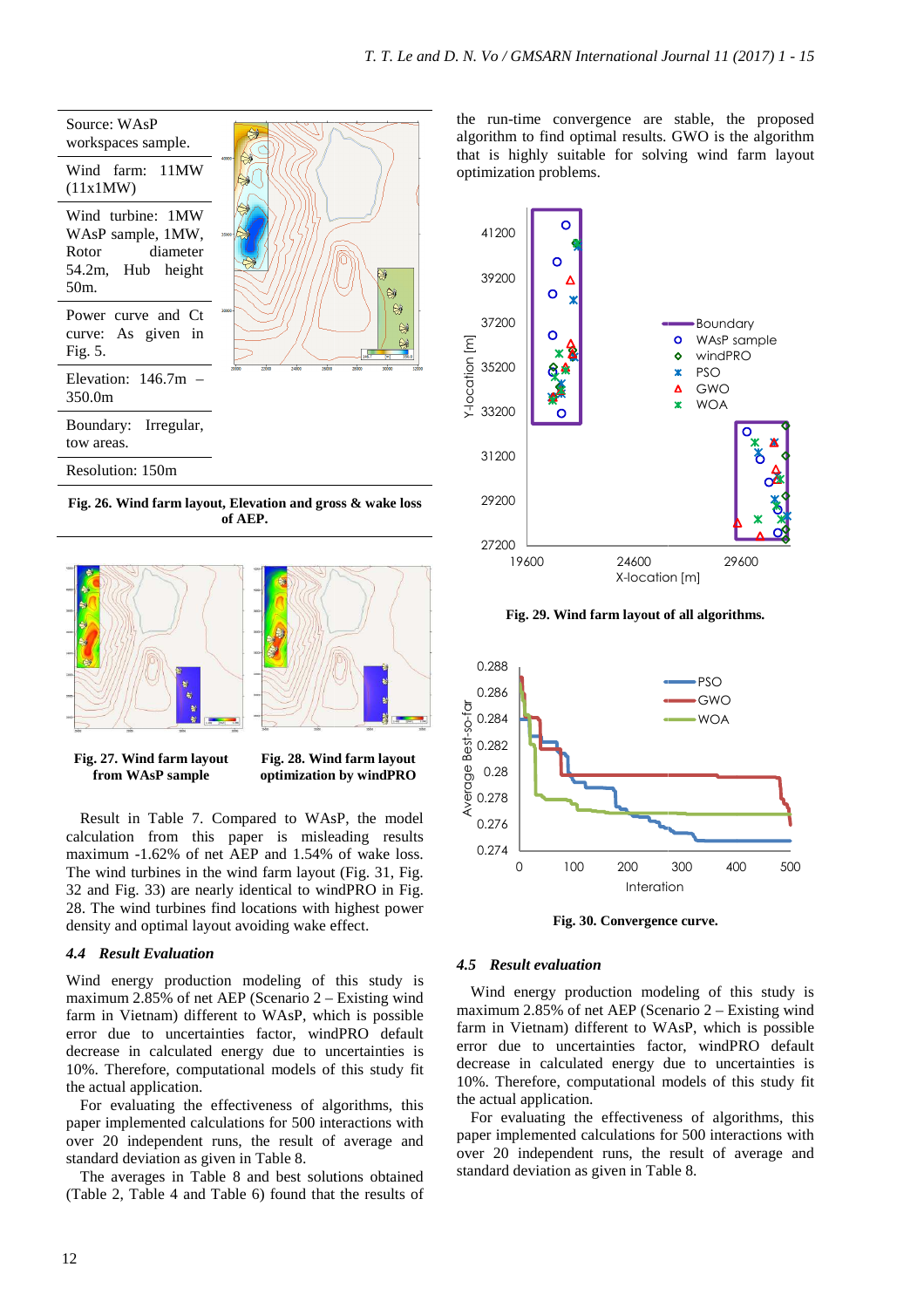| Source: WAsP workspaces sample. |
|---|
| Wind farm: 11MW (11x1MW) |
| Wind turbine: 1MW WAsP sample, 1MW, Rotor diameter 54.2m, Hub height 50m. |
| Power curve and Ct curve: As given in Fig. 5. |
| Elevation: 146.7m – 350.0m |
| Boundary: Irregular, tow areas. |
| Resolution: 150m |

**Fig. 26. Wind farm layout, Elevation and gross & wake loss of AEP.**

**Fig. 27. Wind farm layout from WAsP sample**

**Fig. 28. Wind farm layout optimization by windPRO**

Result in Table 7. Compared to WAsP, the model calculation from this paper is misleading results maximum -1.62% of net AEP and 1.54% of wake loss. The wind turbines in the wind farm layout (Fig. 31, Fig. 32 and Fig. 33) are nearly identical to windPRO in Fig. 28. The wind turbines find locations with highest power density and optimal layout avoiding wake effect.

### *4.4 Result Evaluation*

Wind energy production modeling of this study is maximum 2.85% of net AEP (Scenario 2 – Existing wind farm in Vietnam) different to WAsP, which is possible error due to uncertainties factor, windPRO default decrease in calculated energy due to uncertainties is 10%. Therefore, computational models of this study fit the actual application.

For evaluating the effectiveness of algorithms, this paper implemented calculations for 500 interactions with over 20 independent runs, the result of average and standard deviation as given in Table 8.

The averages in Table 8 and best solutions obtained (Table 2, Table 4 and Table 6) found that the results of the run-time convergence are stable, the proposed algorithm to find optimal results. GWO is the algorithm that is highly suitable for solving wind farm layout optimization problems.

**Fig. 29. Wind farm layout of all algorithms.**

**Fig. 30. Convergence curve.**

### *4.5 Result evaluation*

Wind energy production modeling of this study is maximum 2.85% of net AEP (Scenario 2 – Existing wind farm in Vietnam) different to WAsP, which is possible error due to uncertainties factor, windPRO default decrease in calculated energy due to uncertainties is 10%. Therefore, computational models of this study fit the actual application.

For evaluating the effectiveness of algorithms, this paper implemented calculations for 500 interactions with over 20 independent runs, the result of average and standard deviation as given in Table 8.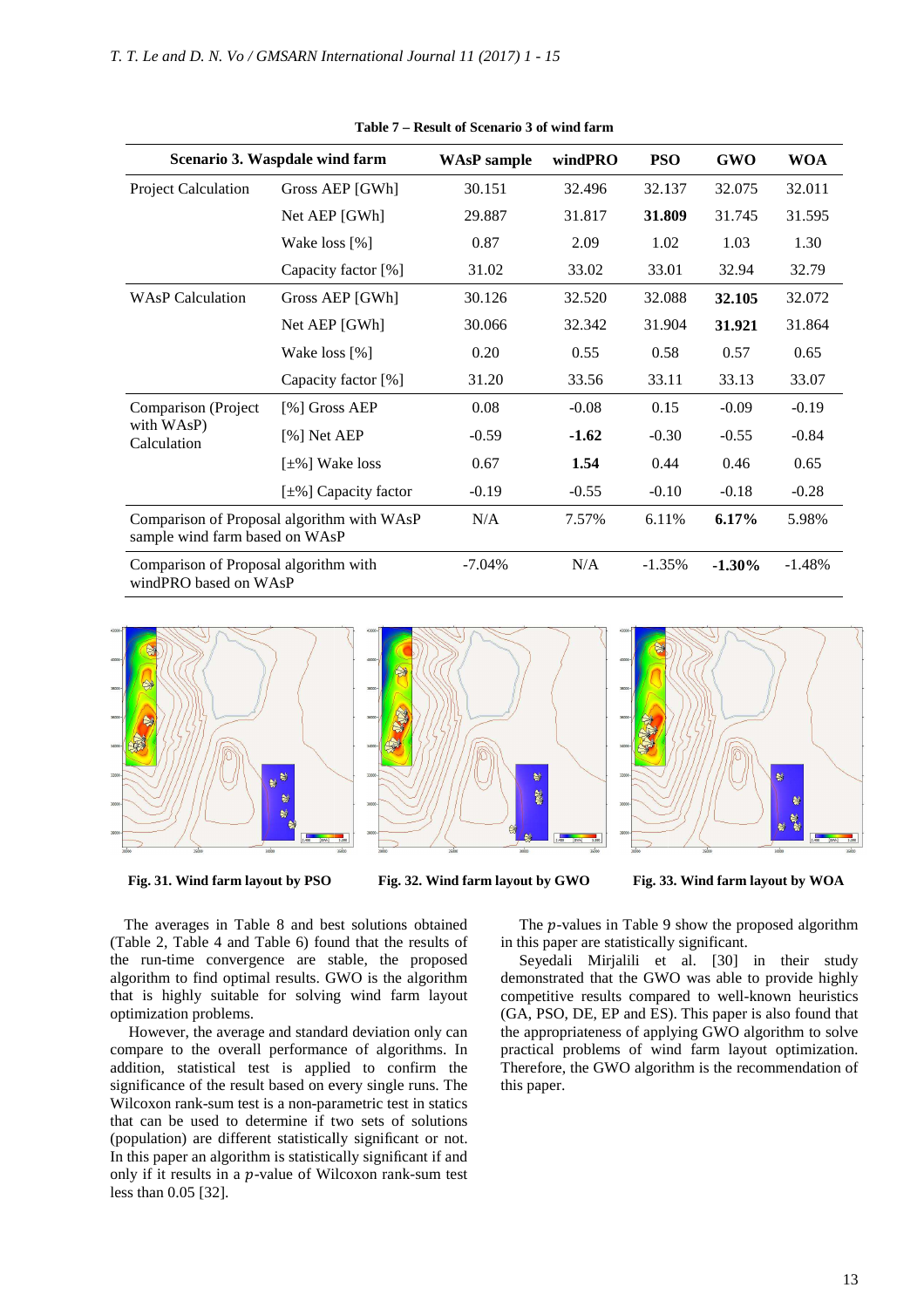**Table 7 – Result of Scenario 3 of wind farm**

| Scenario 3. Waspdale wind farm | | WAsP sample | windPRO | PSO | GWO | WOA |
|---|---|---|---|---|---|---|
| Project Calculation | Gross AEP [GWh] | 30.151 | 32.496 | 32.137 | 32.075 | 32.011 |
| | Net AEP [GWh] | 29.887 | 31.817 | **31.809** | 31.745 | 31.595 |
| | Wake loss [%] | 0.87 | 2.09 | 1.02 | 1.03 | 1.30 |
| | Capacity factor [%] | 31.02 | 33.02 | 33.01 | 32.94 | 32.79 |
| WAsP Calculation | Gross AEP [GWh] | 30.126 | 32.520 | 32.088 | **32.105** | 32.072 |
| | Net AEP [GWh] | 30.066 | 32.342 | 31.904 | **31.921** | 31.864 |
| | Wake loss [%] | 0.20 | 0.55 | 0.58 | 0.57 | 0.65 |
| | Capacity factor [%] | 31.20 | 33.56 | 33.11 | 33.13 | 33.07 |
| Comparison (Project with WAsP) Calculation | [%] Gross AEP | 0.08 | -0.08 | 0.15 | -0.09 | -0.19 |
| | [%] Net AEP | -0.59 | **-1.62** | -0.30 | -0.55 | -0.84 |
| | [±%] Wake loss | 0.67 | **1.54** | 0.44 | 0.46 | 0.65 |
| | [±%] Capacity factor | -0.19 | -0.55 | -0.10 | -0.18 | -0.28 |
| Comparison of Proposal algorithm with WAsP sample wind farm based on WAsP | | N/A | 7.57% | 6.11% | **6.17%** | 5.98% |
| Comparison of Proposal algorithm with windPRO based on WAsP | | -7.04% | N/A | -1.35% | **-1.30%** | -1.48% |

**Fig. 31. Wind farm layout by PSO**

**Fig. 32. Wind farm layout by GWO**

**Fig. 33. Wind farm layout by WOA**

The averages in Table 8 and best solutions obtained (Table 2, Table 4 and Table 6) found that the results of the run-time convergence are stable, the proposed algorithm to find optimal results. GWO is the algorithm that is highly suitable for solving wind farm layout optimization problems.

However, the average and standard deviation only can compare to the overall performance of algorithms. In addition, statistical test is applied to confirm the significance of the result based on every single runs. The Wilcoxon rank-sum test is a non-parametric test in statics that can be used to determine if two sets of solutions (population) are different statistically significant or not. In this paper an algorithm is statistically significant if and only if it results in a $p$-value of Wilcoxon rank-sum test less than 0.05 [32].

The $p$-values in Table 9 show the proposed algorithm in this paper are statistically significant.

Seyedali Mirjalili et al. [30] in their study demonstrated that the GWO was able to provide highly competitive results compared to well-known heuristics (GA, PSO, DE, EP and ES). This paper is also found that the appropriateness of applying GWO algorithm to solve practical problems of wind farm layout optimization. Therefore, the GWO algorithm is the recommendation of this paper.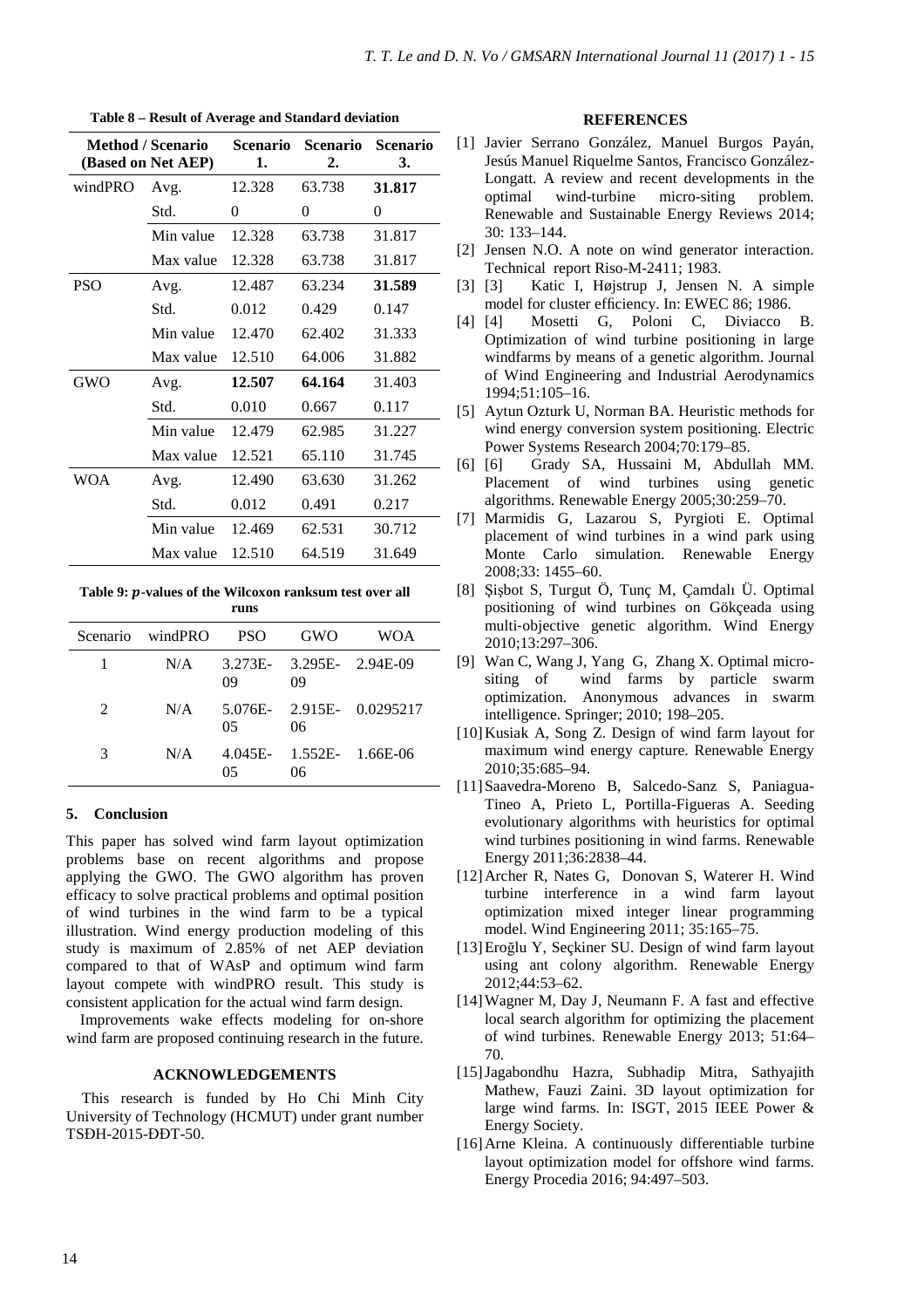**Table 8 – Result of Average and Standard deviation**

| Method / Scenario (Based on Net AEP) | | Scenario 1. | Scenario 2. | Scenario 3. |
|---|---|---|---|---|
| windPRO | Avg. | 12.328 | 63.738 | **31.817** |
| | Std. | 0 | 0 | 0 |
| | Min value | 12.328 | 63.738 | 31.817 |
| | Max value | 12.328 | 63.738 | 31.817 |
| PSO | Avg. | 12.487 | 63.234 | **31.589** |
| | Std. | 0.012 | 0.429 | 0.147 |
| | Min value | 12.470 | 62.402 | 31.333 |
| | Max value | 12.510 | 64.006 | 31.882 |
| GWO | Avg. | **12.507** | **64.164** | 31.403 |
| | Std. | 0.010 | 0.667 | 0.117 |
| | Min value | 12.479 | 62.985 | 31.227 |
| | Max value | 12.521 | 65.110 | 31.745 |
| WOA | Avg. | 12.490 | 63.630 | 31.262 |
| | Std. | 0.012 | 0.491 | 0.217 |
| | Min value | 12.469 | 62.531 | 30.712 |
| | Max value | 12.510 | 64.519 | 31.649 |

**Table 9: $p$-values of the Wilcoxon ranksum test over all runs**

| Scenario | windPRO | PSO | GWO | WOA |
|---|---|---|---|---|
| 1 | N/A | 3.273E-09 | 3.295E-09 | 2.94E-09 |
| 2 | N/A | 5.076E-05 | 2.915E-06 | 0.0295217 |
| 3 | N/A | 4.045E-05 | 1.552E-06 | 1.66E-06 |

## 5. Conclusion

This paper has solved wind farm layout optimization problems base on recent algorithms and propose applying the GWO. The GWO algorithm has proven efficacy to solve practical problems and optimal position of wind turbines in the wind farm to be a typical illustration. Wind energy production modeling of this study is maximum of 2.85% of net AEP deviation compared to that of WAsP and optimum wind farm layout compete with windPRO result. This study is consistent application for the actual wind farm design.

Improvements wake effects modeling for on-shore wind farm are proposed continuing research in the future.

## ACKNOWLEDGEMENTS

This research is funded by Ho Chi Minh City University of Technology (HCMUT) under grant number TSĐH-2015-ĐĐT-50.

## REFERENCES

[1] Javier Serrano González, Manuel Burgos Payán, Jesús Manuel Riquelme Santos, Francisco González-Longatt. A review and recent developments in the optimal wind-turbine micro-siting problem. Renewable and Sustainable Energy Reviews 2014; 30: 133–144.

[2] Jensen N.O. A note on wind generator interaction. Technical report Riso-M-2411; 1983.

[3] [3] Katic I, Højstrup J, Jensen N. A simple model for cluster efficiency. In: EWEC 86; 1986.

[4] [4] Mosetti G, Poloni C, Diviacco B. Optimization of wind turbine positioning in large windfarms by means of a genetic algorithm. Journal of Wind Engineering and Industrial Aerodynamics 1994;51:105–16.

[5] Aytun Ozturk U, Norman BA. Heuristic methods for wind energy conversion system positioning. Electric Power Systems Research 2004;70:179–85.

[6] [6] Grady SA, Hussaini M, Abdullah MM. Placement of wind turbines using genetic algorithms. Renewable Energy 2005;30:259–70.

[7] Marmidis G, Lazarou S, Pyrgioti E. Optimal placement of wind turbines in a wind park using Monte Carlo simulation. Renewable Energy 2008;33: 1455–60.

[8] Şişbot S, Turgut Ö, Tunç M, Çamdalı Ü. Optimal positioning of wind turbines on Gökçeada using multi-objective genetic algorithm. Wind Energy 2010;13:297–306.

[9] Wan C, Wang J, Yang G, Zhang X. Optimal micro-siting of wind farms by particle swarm optimization. Anonymous advances in swarm intelligence. Springer; 2010; 198–205.

[10] Kusiak A, Song Z. Design of wind farm layout for maximum wind energy capture. Renewable Energy 2010;35:685–94.

[11] Saavedra-Moreno B, Salcedo-Sanz S, Paniagua-Tineo A, Prieto L, Portilla-Figueras A. Seeding evolutionary algorithms with heuristics for optimal wind turbines positioning in wind farms. Renewable Energy 2011;36:2838–44.

[12] Archer R, Nates G, Donovan S, Waterer H. Wind turbine interference in a wind farm layout optimization mixed integer linear programming model. Wind Engineering 2011; 35:165–75.

[13] Eroğlu Y, Seçkiner SU. Design of wind farm layout using ant colony algorithm. Renewable Energy 2012;44:53–62.

[14] Wagner M, Day J, Neumann F. A fast and effective local search algorithm for optimizing the placement of wind turbines. Renewable Energy 2013; 51:64–70.

[15] Jagabondhu Hazra, Subhadip Mitra, Sathyajith Mathew, Fauzi Zaini. 3D layout optimization for large wind farms. In: ISGT, 2015 IEEE Power & Energy Society.

[16] Arne Kleina. A continuously differentiable turbine layout optimization model for offshore wind farms. Energy Procedia 2016; 94:497–503.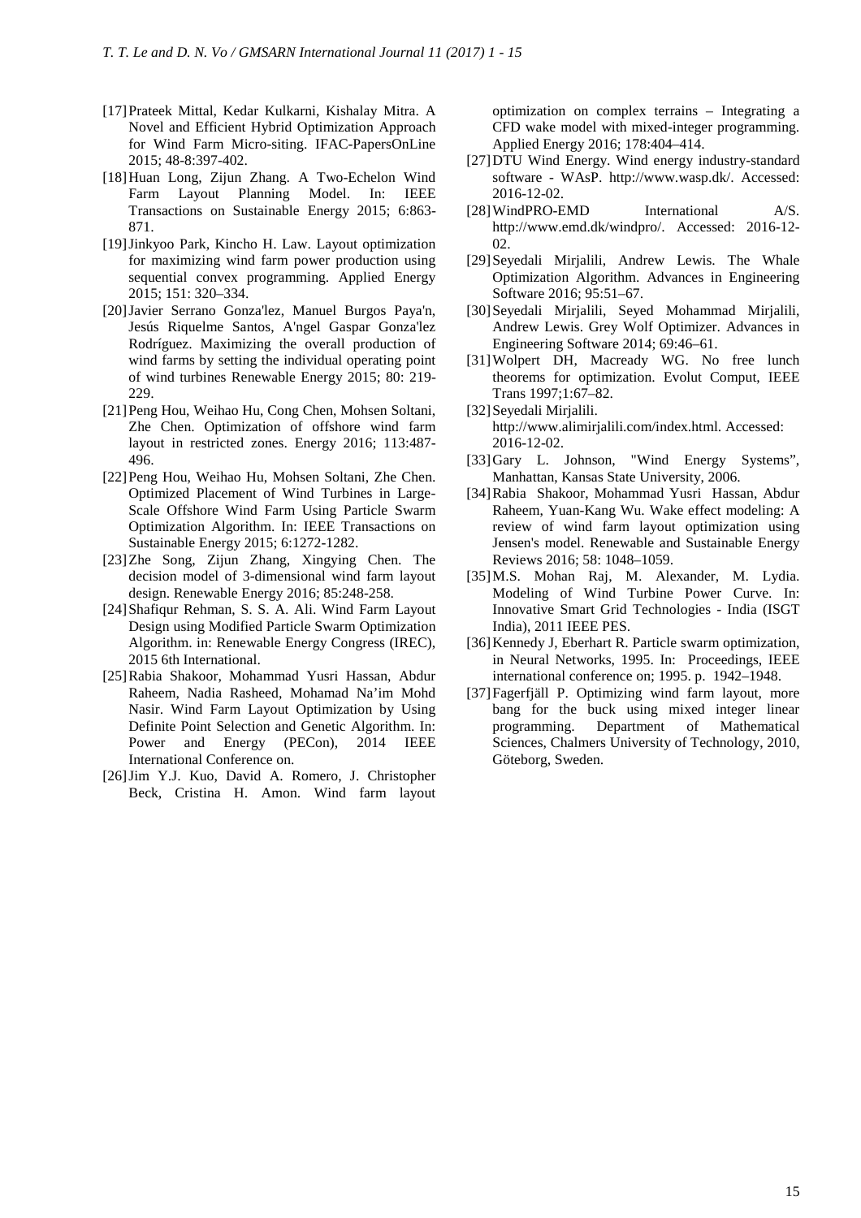[17] Prateek Mittal, Kedar Kulkarni, Kishalay Mitra. A Novel and Efficient Hybrid Optimization Approach for Wind Farm Micro-siting. IFAC-PapersOnLine 2015; 48-8:397-402.

[18] Huan Long, Zijun Zhang. A Two-Echelon Wind Farm Layout Planning Model. In: IEEE Transactions on Sustainable Energy 2015; 6:863-871.

[19] Jinkyoo Park, Kincho H. Law. Layout optimization for maximizing wind farm power production using sequential convex programming. Applied Energy 2015; 151: 320–334.

[20] Javier Serrano Gonza'lez, Manuel Burgos Paya'n, Jesús Riquelme Santos, A'ngel Gaspar Gonza'lez Rodríguez. Maximizing the overall production of wind farms by setting the individual operating point of wind turbines Renewable Energy 2015; 80: 219-229.

[21] Peng Hou, Weihao Hu, Cong Chen, Mohsen Soltani, Zhe Chen. Optimization of offshore wind farm layout in restricted zones. Energy 2016; 113:487-496.

[22] Peng Hou, Weihao Hu, Mohsen Soltani, Zhe Chen. Optimized Placement of Wind Turbines in Large-Scale Offshore Wind Farm Using Particle Swarm Optimization Algorithm. In: IEEE Transactions on Sustainable Energy 2015; 6:1272-1282.

[23] Zhe Song, Zijun Zhang, Xingying Chen. The decision model of 3-dimensional wind farm layout design. Renewable Energy 2016; 85:248-258.

[24] Shafiqur Rehman, S. S. A. Ali. Wind Farm Layout Design using Modified Particle Swarm Optimization Algorithm. in: Renewable Energy Congress (IREC), 2015 6th International.

[25] Rabia Shakoor, Mohammad Yusri Hassan, Abdur Raheem, Nadia Rasheed, Mohamad Na'im Mohd Nasir. Wind Farm Layout Optimization by Using Definite Point Selection and Genetic Algorithm. In: Power and Energy (PECon), 2014 IEEE International Conference on.

[26] Jim Y.J. Kuo, David A. Romero, J. Christopher Beck, Cristina H. Amon. Wind farm layout optimization on complex terrains – Integrating a CFD wake model with mixed-integer programming. Applied Energy 2016; 178:404–414.

[27] DTU Wind Energy. Wind energy industry-standard software - WAsP. http://www.wasp.dk/. Accessed: 2016-12-02.

[28] WindPRO-EMD International A/S. http://www.emd.dk/windpro/. Accessed: 2016-12-02.

[29] Seyedali Mirjalili, Andrew Lewis. The Whale Optimization Algorithm. Advances in Engineering Software 2016; 95:51–67.

[30] Seyedali Mirjalili, Seyed Mohammad Mirjalili, Andrew Lewis. Grey Wolf Optimizer. Advances in Engineering Software 2014; 69:46–61.

[31] Wolpert DH, Macready WG. No free lunch theorems for optimization. Evolut Comput, IEEE Trans 1997;1:67–82.

[32] Seyedali Mirjalili. http://www.alimirjalili.com/index.html. Accessed: 2016-12-02.

[33] Gary L. Johnson, "Wind Energy Systems", Manhattan, Kansas State University, 2006.

[34] Rabia Shakoor, Mohammad Yusri Hassan, Abdur Raheem, Yuan-Kang Wu. Wake effect modeling: A review of wind farm layout optimization using Jensen's model. Renewable and Sustainable Energy Reviews 2016; 58: 1048–1059.

[35] M.S. Mohan Raj, M. Alexander, M. Lydia. Modeling of Wind Turbine Power Curve. In: Innovative Smart Grid Technologies - India (ISGT India), 2011 IEEE PES.

[36] Kennedy J, Eberhart R. Particle swarm optimization, in Neural Networks, 1995. In: Proceedings, IEEE international conference on; 1995. p. 1942–1948.

[37] Fagerfjäll P. Optimizing wind farm layout, more bang for the buck using mixed integer linear programming. Department of Mathematical Sciences, Chalmers University of Technology, 2010, Göteborg, Sweden.